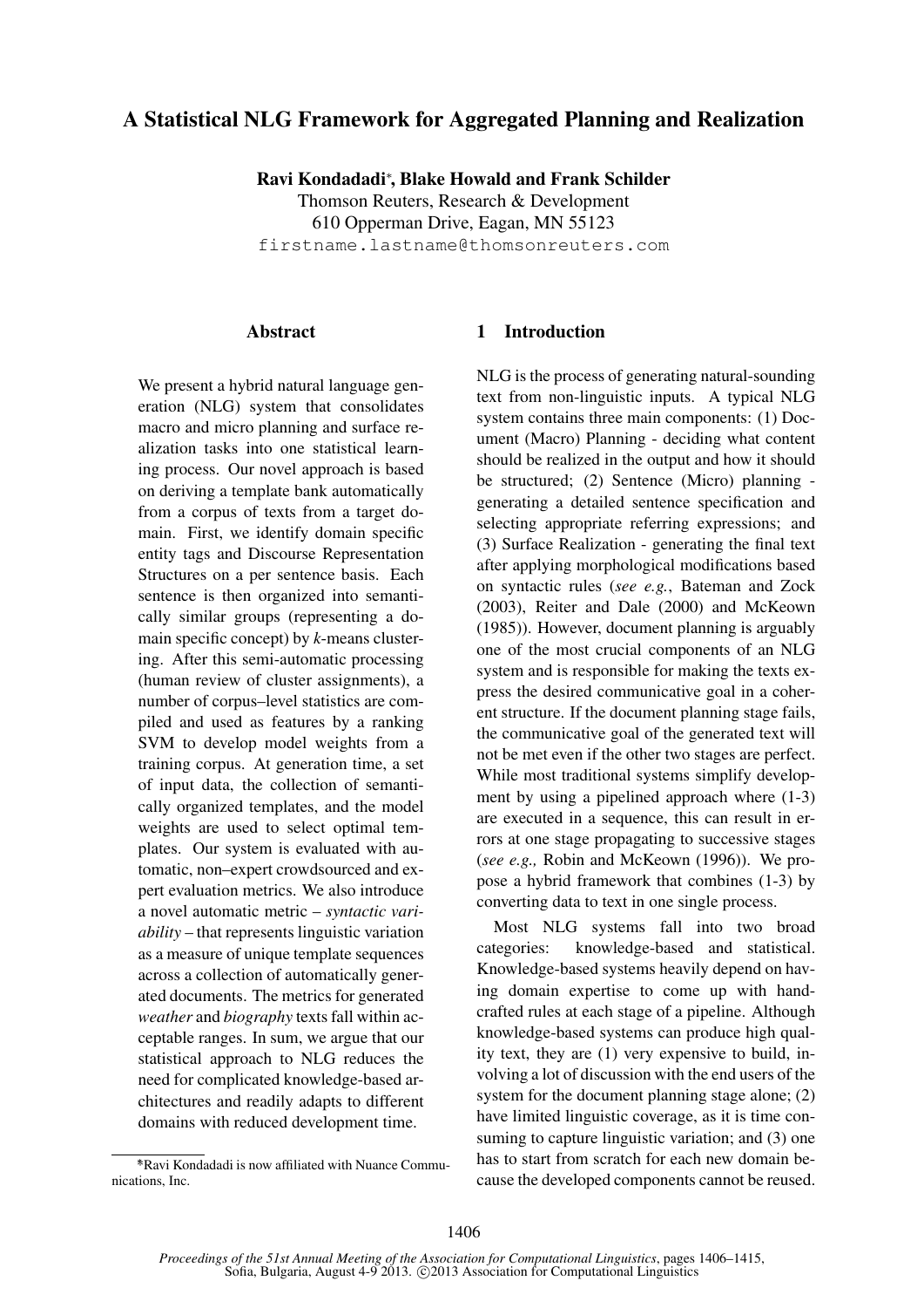# A Statistical NLG Framework for Aggregated Planning and Realization

**Ravi Kondadadi***, **Blake Howald and Frank Schilder**

Thomson Reuters, Research & Development
610 Opperman Drive, Eagan, MN 55123
firstname.lastname@thomsonreuters.com

## Abstract

We present a hybrid natural language generation (NLG) system that consolidates macro and micro planning and surface realization tasks into one statistical learning process. Our novel approach is based on deriving a template bank automatically from a corpus of texts from a target domain. First, we identify domain specific entity tags and Discourse Representation Structures on a per sentence basis. Each sentence is then organized into semantically similar groups (representing a domain specific concept) by *k*-means clustering. After this semi-automatic processing (human review of cluster assignments), a number of corpus–level statistics are compiled and used as features by a ranking SVM to develop model weights from a training corpus. At generation time, a set of input data, the collection of semantically organized templates, and the model weights are used to select optimal templates. Our system is evaluated with automatic, non–expert crowdsourced and expert evaluation metrics. We also introduce a novel automatic metric – *syntactic variability* – that represents linguistic variation as a measure of unique template sequences across a collection of automatically generated documents. The metrics for generated *weather* and *biography* texts fall within acceptable ranges. In sum, we argue that our statistical approach to NLG reduces the need for complicated knowledge-based architectures and readily adapts to different domains with reduced development time.

*Ravi Kondadadi is now affiliated with Nuance Communications, Inc.

## 1 Introduction

NLG is the process of generating natural-sounding text from non-linguistic inputs. A typical NLG system contains three main components: (1) Document (Macro) Planning - deciding what content should be realized in the output and how it should be structured; (2) Sentence (Micro) planning - generating a detailed sentence specification and selecting appropriate referring expressions; and (3) Surface Realization - generating the final text after applying morphological modifications based on syntactic rules (*see e.g.*, Bateman and Zock (2003), Reiter and Dale (2000) and McKeown (1985)). However, document planning is arguably one of the most crucial components of an NLG system and is responsible for making the texts express the desired communicative goal in a coherent structure. If the document planning stage fails, the communicative goal of the generated text will not be met even if the other two stages are perfect. While most traditional systems simplify development by using a pipelined approach where (1-3) are executed in a sequence, this can result in errors at one stage propagating to successive stages (*see e.g.,* Robin and McKeown (1996)). We propose a hybrid framework that combines (1-3) by converting data to text in one single process.

Most NLG systems fall into two broad categories: knowledge-based and statistical. Knowledge-based systems heavily depend on having domain expertise to come up with handcrafted rules at each stage of a pipeline. Although knowledge-based systems can produce high quality text, they are (1) very expensive to build, involving a lot of discussion with the end users of the system for the document planning stage alone; (2) have limited linguistic coverage, as it is time consuming to capture linguistic variation; and (3) one has to start from scratch for each new domain because the developed components cannot be reused.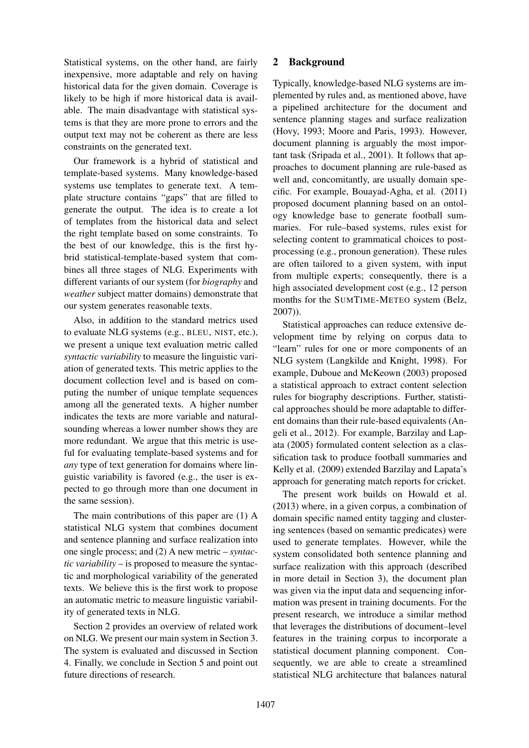Statistical systems, on the other hand, are fairly inexpensive, more adaptable and rely on having historical data for the given domain. Coverage is likely to be high if more historical data is available. The main disadvantage with statistical systems is that they are more prone to errors and the output text may not be coherent as there are less constraints on the generated text.

Our framework is a hybrid of statistical and template-based systems. Many knowledge-based systems use templates to generate text. A template structure contains "gaps" that are filled to generate the output. The idea is to create a lot of templates from the historical data and select the right template based on some constraints. To the best of our knowledge, this is the first hybrid statistical-template-based system that combines all three stages of NLG. Experiments with different variants of our system (for *biography* and *weather* subject matter domains) demonstrate that our system generates reasonable texts.

Also, in addition to the standard metrics used to evaluate NLG systems (e.g., BLEU, NIST, etc.), we present a unique text evaluation metric called *syntactic variability* to measure the linguistic variation of generated texts. This metric applies to the document collection level and is based on computing the number of unique template sequences among all the generated texts. A higher number indicates the texts are more variable and natural-sounding whereas a lower number shows they are more redundant. We argue that this metric is useful for evaluating template-based systems and for *any* type of text generation for domains where linguistic variability is favored (e.g., the user is expected to go through more than one document in the same session).

The main contributions of this paper are (1) A statistical NLG system that combines document and sentence planning and surface realization into one single process; and (2) A new metric – *syntactic variability* – is proposed to measure the syntactic and morphological variability of the generated texts. We believe this is the first work to propose an automatic metric to measure linguistic variability of generated texts in NLG.

Section 2 provides an overview of related work on NLG. We present our main system in Section 3. The system is evaluated and discussed in Section 4. Finally, we conclude in Section 5 and point out future directions of research.

## 2 Background

Typically, knowledge-based NLG systems are implemented by rules and, as mentioned above, have a pipelined architecture for the document and sentence planning stages and surface realization (Hovy, 1993; Moore and Paris, 1993). However, document planning is arguably the most important task (Sripada et al., 2001). It follows that approaches to document planning are rule-based as well and, concomitantly, are usually domain specific. For example, Bouayad-Agha, et al. (2011) proposed document planning based on an ontology knowledge base to generate football summaries. For rule–based systems, rules exist for selecting content to grammatical choices to post-processing (e.g., pronoun generation). These rules are often tailored to a given system, with input from multiple experts; consequently, there is a high associated development cost (e.g., 12 person months for the SUMTIME-METEO system (Belz, 2007)).

Statistical approaches can reduce extensive development time by relying on corpus data to "learn" rules for one or more components of an NLG system (Langkilde and Knight, 1998). For example, Duboue and McKeown (2003) proposed a statistical approach to extract content selection rules for biography descriptions. Further, statistical approaches should be more adaptable to different domains than their rule-based equivalents (Angeli et al., 2012). For example, Barzilay and Lapata (2005) formulated content selection as a classification task to produce football summaries and Kelly et al. (2009) extended Barzilay and Lapata's approach for generating match reports for cricket.

The present work builds on Howald et al. (2013) where, in a given corpus, a combination of domain specific named entity tagging and clustering sentences (based on semantic predicates) were used to generate templates. However, while the system consolidated both sentence planning and surface realization with this approach (described in more detail in Section 3), the document plan was given via the input data and sequencing information was present in training documents. For the present research, we introduce a similar method that leverages the distributions of document–level features in the training corpus to incorporate a statistical document planning component. Consequently, we are able to create a streamlined statistical NLG architecture that balances natural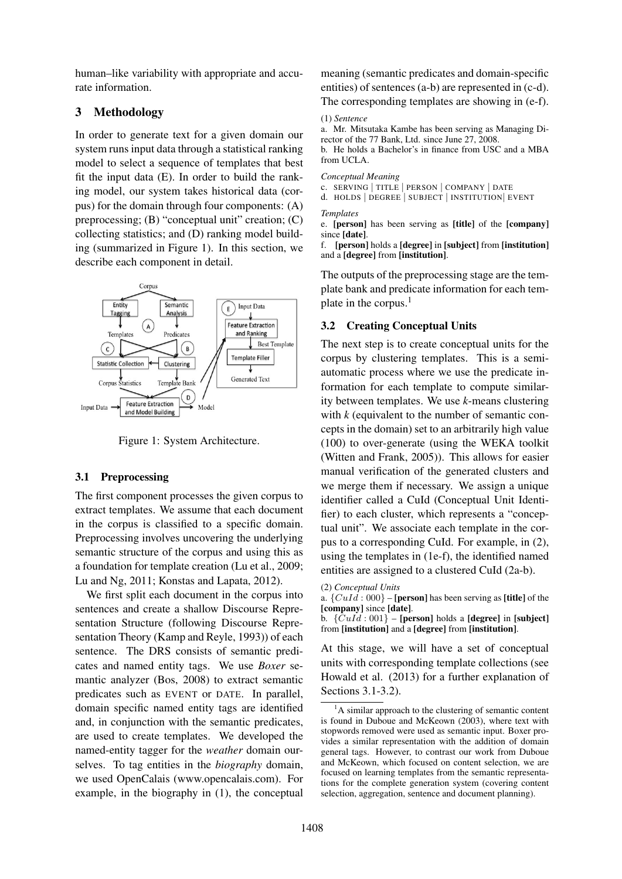human–like variability with appropriate and accurate information.

## 3 Methodology

In order to generate text for a given domain our system runs input data through a statistical ranking model to select a sequence of templates that best fit the input data (E). In order to build the ranking model, our system takes historical data (corpus) for the domain through four components: (A) preprocessing; (B) "conceptual unit" creation; (C) collecting statistics; and (D) ranking model building (summarized in Figure 1). In this section, we describe each component in detail.

Figure 1: System Architecture.

### 3.1 Preprocessing

The first component processes the given corpus to extract templates. We assume that each document in the corpus is classified to a specific domain. Preprocessing involves uncovering the underlying semantic structure of the corpus and using this as a foundation for template creation (Lu et al., 2009; Lu and Ng, 2011; Konstas and Lapata, 2012).

We first split each document in the corpus into sentences and create a shallow Discourse Representation Structure (following Discourse Representation Theory (Kamp and Reyle, 1993)) of each sentence. The DRS consists of semantic predicates and named entity tags. We use *Boxer* semantic analyzer (Bos, 2008) to extract semantic predicates such as EVENT or DATE. In parallel, domain specific named entity tags are identified and, in conjunction with the semantic predicates, are used to create templates. We developed the named-entity tagger for the *weather* domain ourselves. To tag entities in the *biography* domain, we used OpenCalais (www.opencalais.com). For example, in the biography in (1), the conceptual meaning (semantic predicates and domain-specific entities) of sentences (a-b) are represented in (c-d). The corresponding templates are showing in (e-f).

(1) *Sentence*

a. Mr. Mitsutaka Kambe has been serving as Managing Director of the 77 Bank, Ltd. since June 27, 2008.
b. He holds a Bachelor's in finance from USC and a MBA from UCLA.

*Conceptual Meaning*

c. SERVING | TITLE | PERSON | COMPANY | DATE
d. HOLDS | DEGREE | SUBJECT | INSTITUTION| EVENT

*Templates*

e. **[person]** has been serving as **[title]** of the **[company]** since **[date]**.
f. **[person]** holds a **[degree]** in **[subject]** from **[institution]** and a **[degree]** from **[institution]**.

The outputs of the preprocessing stage are the template bank and predicate information for each template in the corpus.[1]

### 3.2 Creating Conceptual Units

The next step is to create conceptual units for the corpus by clustering templates. This is a semi-automatic process where we use the predicate information for each template to compute similarity between templates. We use *k*-means clustering with *k* (equivalent to the number of semantic concepts in the domain) set to an arbitrarily high value (100) to over-generate (using the WEKA toolkit (Witten and Frank, 2005)). This allows for easier manual verification of the generated clusters and we merge them if necessary. We assign a unique identifier called a CuId (Conceptual Unit Identifier) to each cluster, which represents a "conceptual unit". We associate each template in the corpus to a corresponding CuId. For example, in (2), using the templates in (1e-f), the identified named entities are assigned to a clustered CuId (2a-b).

(2) *Conceptual Units*

a. $\{CuId : 000\}$ – **[person]** has been serving as **[title]** of the **[company]** since **[date]**.
b. $\{CuId : 001\}$ – **[person]** holds a **[degree]** in **[subject]** from **[institution]** and a **[degree]** from **[institution]**.

At this stage, we will have a set of conceptual units with corresponding template collections (see Howald et al. (2013) for a further explanation of Sections 3.1-3.2).

[1] A similar approach to the clustering of semantic content is found in Duboue and McKeown (2003), where text with stopwords removed were used as semantic input. Boxer provides a similar representation with the addition of domain general tags. However, to contrast our work from Duboue and McKeown, which focused on content selection, we are focused on learning templates from the semantic representations for the complete generation system (covering content selection, aggregation, sentence and document planning).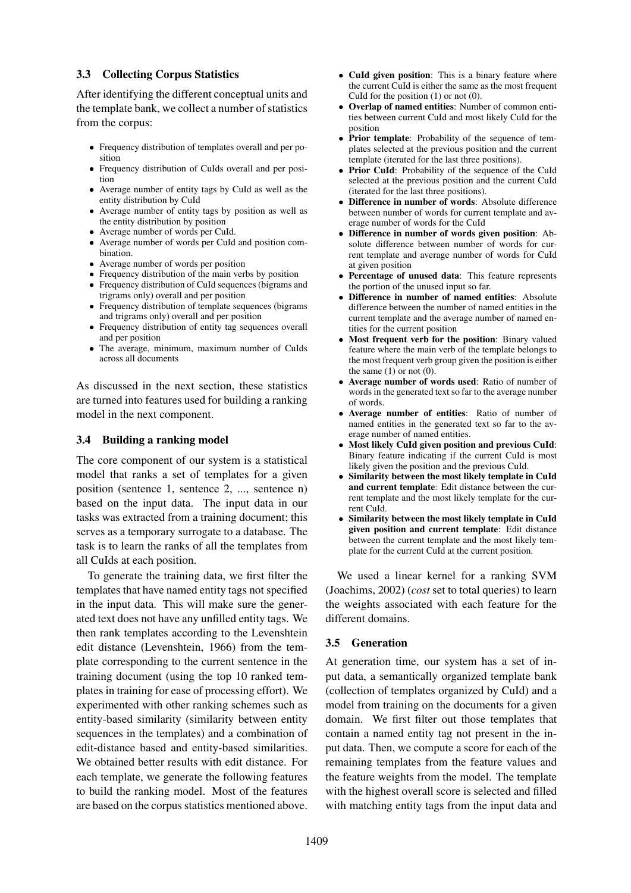### 3.3 Collecting Corpus Statistics

After identifying the different conceptual units and the template bank, we collect a number of statistics from the corpus:

- Frequency distribution of templates overall and per position
- Frequency distribution of CuIds overall and per position
- Average number of entity tags by CuId as well as the entity distribution by CuId
- Average number of entity tags by position as well as the entity distribution by position
- Average number of words per CuId.
- Average number of words per CuId and position combination.
- Average number of words per position
- Frequency distribution of the main verbs by position
- Frequency distribution of CuId sequences (bigrams and trigrams only) overall and per position
- Frequency distribution of template sequences (bigrams and trigrams only) overall and per position
- Frequency distribution of entity tag sequences overall and per position
- The average, minimum, maximum number of CuIds across all documents

As discussed in the next section, these statistics are turned into features used for building a ranking model in the next component.

### 3.4 Building a ranking model

The core component of our system is a statistical model that ranks a set of templates for a given position (sentence 1, sentence 2, ..., sentence n) based on the input data. The input data in our tasks was extracted from a training document; this serves as a temporary surrogate to a database. The task is to learn the ranks of all the templates from all CuIds at each position.

To generate the training data, we first filter the templates that have named entity tags not specified in the input data. This will make sure the generated text does not have any unfilled entity tags. We then rank templates according to the Levenshtein edit distance (Levenshtein, 1966) from the template corresponding to the current sentence in the training document (using the top 10 ranked templates in training for ease of processing effort). We experimented with other ranking schemes such as entity-based similarity (similarity between entity sequences in the templates) and a combination of edit-distance based and entity-based similarities. We obtained better results with edit distance. For each template, we generate the following features to build the ranking model. Most of the features are based on the corpus statistics mentioned above.

- **CuId given position**: This is a binary feature where the current CuId is either the same as the most frequent CuId for the position (1) or not (0).
- **Overlap of named entities**: Number of common entities between current CuId and most likely CuId for the position
- **Prior template**: Probability of the sequence of templates selected at the previous position and the current template (iterated for the last three positions).
- **Prior CuId**: Probability of the sequence of the CuId selected at the previous position and the current CuId (iterated for the last three positions).
- **Difference in number of words**: Absolute difference between number of words for current template and average number of words for the CuId
- **Difference in number of words given position**: Absolute difference between number of words for current template and average number of words for CuId at given position
- **Percentage of unused data**: This feature represents the portion of the unused input so far.
- **Difference in number of named entities**: Absolute difference between the number of named entities in the current template and the average number of named entities for the current position
- **Most frequent verb for the position**: Binary valued feature where the main verb of the template belongs to the most frequent verb group given the position is either the same (1) or not (0).
- **Average number of words used**: Ratio of number of words in the generated text so far to the average number of words.
- **Average number of entities**: Ratio of number of named entities in the generated text so far to the average number of named entities.
- **Most likely CuId given position and previous CuId**: Binary feature indicating if the current CuId is most likely given the position and the previous CuId.
- **Similarity between the most likely template in CuId and current template**: Edit distance between the current template and the most likely template for the current CuId.
- **Similarity between the most likely template in CuId given position and current template**: Edit distance between the current template and the most likely template for the current CuId at the current position.

We used a linear kernel for a ranking SVM (Joachims, 2002) (*cost* set to total queries) to learn the weights associated with each feature for the different domains.

### 3.5 Generation

At generation time, our system has a set of input data, a semantically organized template bank (collection of templates organized by CuId) and a model from training on the documents for a given domain. We first filter out those templates that contain a named entity tag not present in the input data. Then, we compute a score for each of the remaining templates from the feature values and the feature weights from the model. The template with the highest overall score is selected and filled with matching entity tags from the input data and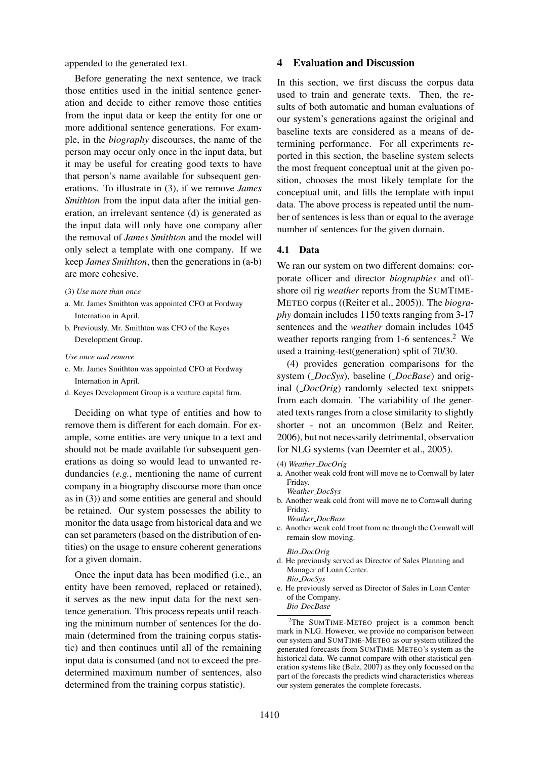appended to the generated text.

Before generating the next sentence, we track those entities used in the initial sentence generation and decide to either remove those entities from the input data or keep the entity for one or more additional sentence generations. For example, in the *biography* discourses, the name of the person may occur only once in the input data, but it may be useful for creating good texts to have that person's name available for subsequent generations. To illustrate in (3), if we remove *James Smithton* from the input data after the initial generation, an irrelevant sentence (d) is generated as the input data will only have one company after the removal of *James Smithton* and the model will only select a template with one company. If we keep *James Smithton*, then the generations in (a-b) are more cohesive.

(3) *Use more than once*

a. Mr. James Smithton was appointed CFO at Fordway Internation in April.

b. Previously, Mr. Smithton was CFO of the Keyes Development Group.

*Use once and remove*

c. Mr. James Smithton was appointed CFO at Fordway Internation in April.

d. Keyes Development Group is a venture capital firm.

Deciding on what type of entities and how to remove them is different for each domain. For example, some entities are very unique to a text and should not be made available for subsequent generations as doing so would lead to unwanted redundancies (*e.g.*, mentioning the name of current company in a biography discourse more than once as in (3)) and some entities are general and should be retained. Our system possesses the ability to monitor the data usage from historical data and we can set parameters (based on the distribution of entities) on the usage to ensure coherent generations for a given domain.

Once the input data has been modified (i.e., an entity have been removed, replaced or retained), it serves as the new input data for the next sentence generation. This process repeats until reaching the minimum number of sentences for the domain (determined from the training corpus statistic) and then continues until all of the remaining input data is consumed (and not to exceed the predetermined maximum number of sentences, also determined from the training corpus statistic).

## 4 Evaluation and Discussion

In this section, we first discuss the corpus data used to train and generate texts. Then, the results of both automatic and human evaluations of our system's generations against the original and baseline texts are considered as a means of determining performance. For all experiments reported in this section, the baseline system selects the most frequent conceptual unit at the given position, chooses the most likely template for the conceptual unit, and fills the template with input data. The above process is repeated until the number of sentences is less than or equal to the average number of sentences for the given domain.

### 4.1 Data

We ran our system on two different domains: corporate officer and director *biographies* and offshore oil rig *weather* reports from the SUMTIME-METEO corpus ((Reiter et al., 2005)). The *biography* domain includes 1150 texts ranging from 3-17 sentences and the *weather* domain includes 1045 weather reports ranging from 1-6 sentences.[2] We used a training-test(generation) split of 70/30.

(4) provides generation comparisons for the system (_*DocSys*), baseline (_*DocBase*) and original (_*DocOrig*) randomly selected text snippets from each domain. The variability of the generated texts ranges from a close similarity to slightly shorter - not an uncommon (Belz and Reiter, 2006), but not necessarily detrimental, observation for NLG systems (van Deemter et al., 2005).

(4) *Weather_DocOrig*

a. Another weak cold front will move ne to Cornwall by later Friday.

*Weather_DocSys*

b. Another weak cold front will move ne to Cornwall during Friday.

*Weather_DocBase*

c. Another weak cold front from ne through the Cornwall will remain slow moving.

*Bio_DocOrig*

d. He previously served as Director of Sales Planning and Manager of Loan Center.

*Bio_DocSys*

e. He previously served as Director of Sales in Loan Center of the Company.

*Bio_DocBase*

[2] The SUMTIME-METEO project is a common bench mark in NLG. However, we provide no comparison between our system and SUMTIME-METEO as our system utilized the generated forecasts from SUMTIME-METEO's system as the historical data. We cannot compare with other statistical generation systems like (Belz, 2007) as they only focussed on the part of the forecasts the predicts wind characteristics whereas our system generates the complete forecasts.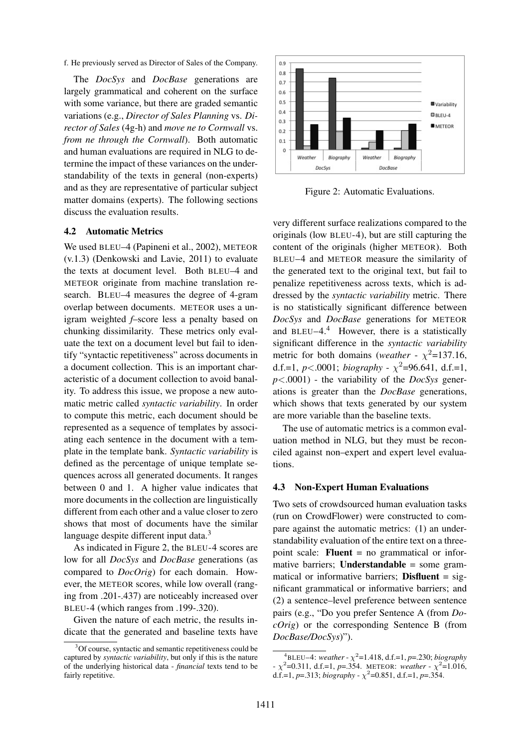f. He previously served as Director of Sales of the Company.

The *DocSys* and *DocBase* generations are largely grammatical and coherent on the surface with some variance, but there are graded semantic variations (e.g., *Director of Sales Planning* vs. *Director of Sales* (4g-h) and *move ne to Cornwall* vs. *from ne through the Cornwall*). Both automatic and human evaluations are required in NLG to determine the impact of these variances on the understandability of the texts in general (non-experts) and as they are representative of particular subject matter domains (experts). The following sections discuss the evaluation results.

### 4.2 Automatic Metrics

We used BLEU–4 (Papineni et al., 2002), METEOR (v.1.3) (Denkowski and Lavie, 2011) to evaluate the texts at document level. Both BLEU–4 and METEOR originate from machine translation research. BLEU–4 measures the degree of 4-gram overlap between documents. METEOR uses a unigram weighted *f*–score less a penalty based on chunking dissimilarity. These metrics only evaluate the text on a document level but fail to identify "syntactic repetitiveness" across documents in a document collection. This is an important characteristic of a document collection to avoid banality. To address this issue, we propose a new automatic metric called *syntactic variability*. In order to compute this metric, each document should be represented as a sequence of templates by associating each sentence in the document with a template in the template bank. *Syntactic variability* is defined as the percentage of unique template sequences across all generated documents. It ranges between 0 and 1. A higher value indicates that more documents in the collection are linguistically different from each other and a value closer to zero shows that most of documents have the similar language despite different input data.[3]

As indicated in Figure 2, the BLEU-4 scores are low for all *DocSys* and *DocBase* generations (as compared to *DocOrig*) for each domain. However, the METEOR scores, while low overall (ranging from .201-.437) are noticeably increased over BLEU-4 (which ranges from .199-.320).

Given the nature of each metric, the results indicate that the generated and baseline texts have very different surface realizations compared to the originals (low BLEU-4), but are still capturing the content of the originals (higher METEOR). Both BLEU–4 and METEOR measure the similarity of the generated text to the original text, but fail to penalize repetitiveness across texts, which is addressed by the *syntactic variability* metric. There is no statistically significant difference between *DocSys* and *DocBase* generations for METEOR and BLEU–4.[4] However, there is a statistically significant difference in the *syntactic variability* metric for both domains (*weather* - $\chi^2$=137.16, d.f.=1, $p<.0001$; *biography* - $\chi^2$=96.641, d.f.=1, $p<.0001$) - the variability of the *DocSys* generations is greater than the *DocBase* generations, which shows that texts generated by our system are more variable than the baseline texts.

The use of automatic metrics is a common evaluation method in NLG, but they must be reconciled against non–expert and expert level evaluations.

Figure 2: Automatic Evaluations.

### 4.3 Non-Expert Human Evaluations

Two sets of crowdsourced human evaluation tasks (run on CrowdFlower) were constructed to compare against the automatic metrics: (1) an understandability evaluation of the entire text on a three-point scale: **Fluent** = no grammatical or informative barriers; **Understandable** = some grammatical or informative barriers; **Disfluent** = significant grammatical or informative barriers; and (2) a sentence–level preference between sentence pairs (e.g., "Do you prefer Sentence A (from *DocOrig*) or the corresponding Sentence B (from *DocBase/DocSys*)").

[3] Of course, syntactic and semantic repetitiveness could be captured by *syntactic variability*, but only if this is the nature of the underlying historical data - *financial* texts tend to be fairly repetitive.

[4] BLEU–4: *weather* - $\chi^2$=1.418, d.f.=1, $p$=.230; *biography* - $\chi^2$=0.311, d.f.=1, $p$=.354. METEOR: *weather* - $\chi^2$=1.016, d.f.=1, $p$=.313; *biography* - $\chi^2$=0.851, d.f.=1, $p$=.354.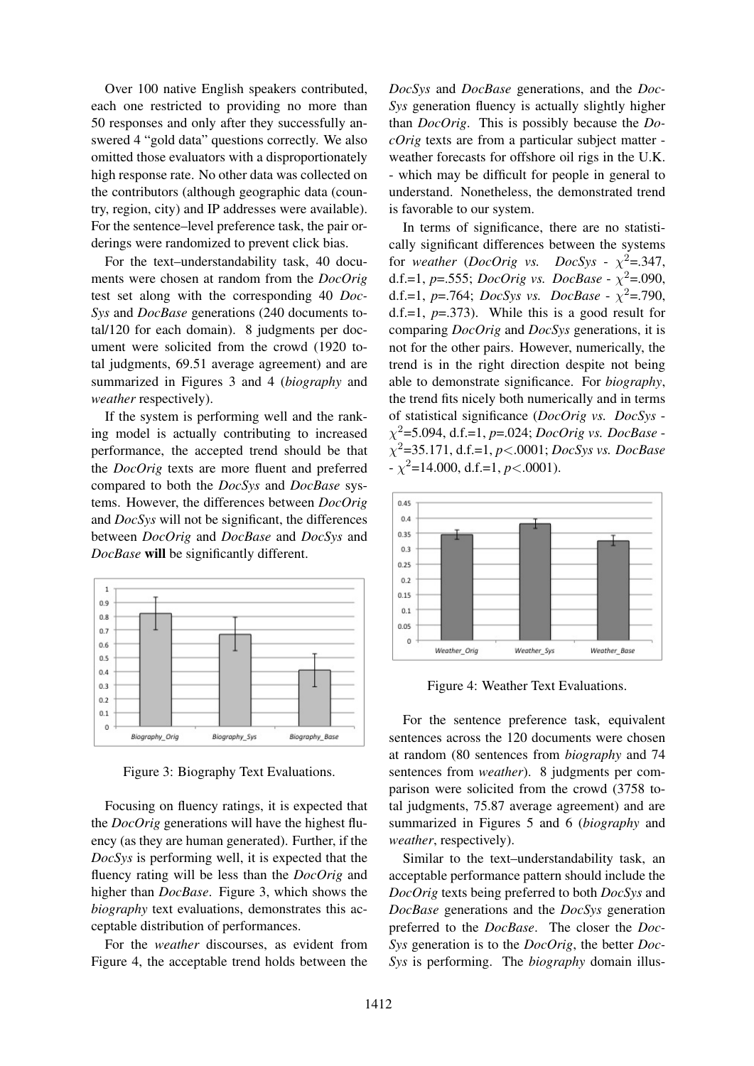Over 100 native English speakers contributed, each one restricted to providing no more than 50 responses and only after they successfully answered 4 "gold data" questions correctly. We also omitted those evaluators with a disproportionately high response rate. No other data was collected on the contributors (although geographic data (country, region, city) and IP addresses were available). For the sentence–level preference task, the pair orderings were randomized to prevent click bias.

For the text–understandability task, 40 documents were chosen at random from the *DocOrig* test set along with the corresponding 40 *DocSys* and *DocBase* generations (240 documents total/120 for each domain). 8 judgments per document were solicited from the crowd (1920 total judgments, 69.51 average agreement) and are summarized in Figures 3 and 4 (*biography* and *weather* respectively).

If the system is performing well and the ranking model is actually contributing to increased performance, the accepted trend should be that the *DocOrig* texts are more fluent and preferred compared to both the *DocSys* and *DocBase* systems. However, the differences between *DocOrig* and *DocSys* will not be significant, the differences between *DocOrig* and *DocBase* and *DocSys* and *DocBase* **will** be significantly different.

Figure 3: Biography Text Evaluations.

Focusing on fluency ratings, it is expected that the *DocOrig* generations will have the highest fluency (as they are human generated). Further, if the *DocSys* is performing well, it is expected that the fluency rating will be less than the *DocOrig* and higher than *DocBase*. Figure 3, which shows the *biography* text evaluations, demonstrates this acceptable distribution of performances.

For the *weather* discourses, as evident from Figure 4, the acceptable trend holds between the *DocSys* and *DocBase* generations, and the *DocSys* generation fluency is actually slightly higher than *DocOrig*. This is possibly because the *DocOrig* texts are from a particular subject matter - weather forecasts for offshore oil rigs in the U.K. - which may be difficult for people in general to understand. Nonetheless, the demonstrated trend is favorable to our system.

In terms of significance, there are no statistically significant differences between the systems for *weather* (*DocOrig vs. DocSys* - $\chi^2$=.347, d.f.=1, $p$=.555; *DocOrig vs. DocBase* - $\chi^2$=.090, d.f.=1, $p$=.764; *DocSys vs. DocBase* - $\chi^2$=.790, d.f.=1, $p$=.373). While this is a good result for comparing *DocOrig* and *DocSys* generations, it is not for the other pairs. However, numerically, the trend is in the right direction despite not being able to demonstrate significance. For *biography*, the trend fits nicely both numerically and in terms of statistical significance (*DocOrig vs. DocSys* - $\chi^2$=5.094, d.f.=1, $p$=.024; *DocOrig vs. DocBase* - $\chi^2$=35.171, d.f.=1, $p<.0001$; *DocSys vs. DocBase* - $\chi^2$=14.000, d.f.=1, $p<.0001$).

Figure 4: Weather Text Evaluations.

For the sentence preference task, equivalent sentences across the 120 documents were chosen at random (80 sentences from *biography* and 74 sentences from *weather*). 8 judgments per comparison were solicited from the crowd (3758 total judgments, 75.87 average agreement) and are summarized in Figures 5 and 6 (*biography* and *weather*, respectively).

Similar to the text–understandability task, an acceptable performance pattern should include the *DocOrig* texts being preferred to both *DocSys* and *DocBase* generations and the *DocSys* generation preferred to the *DocBase*. The closer the *DocSys* generation is to the *DocOrig*, the better *DocSys* is performing. The *biography* domain illus-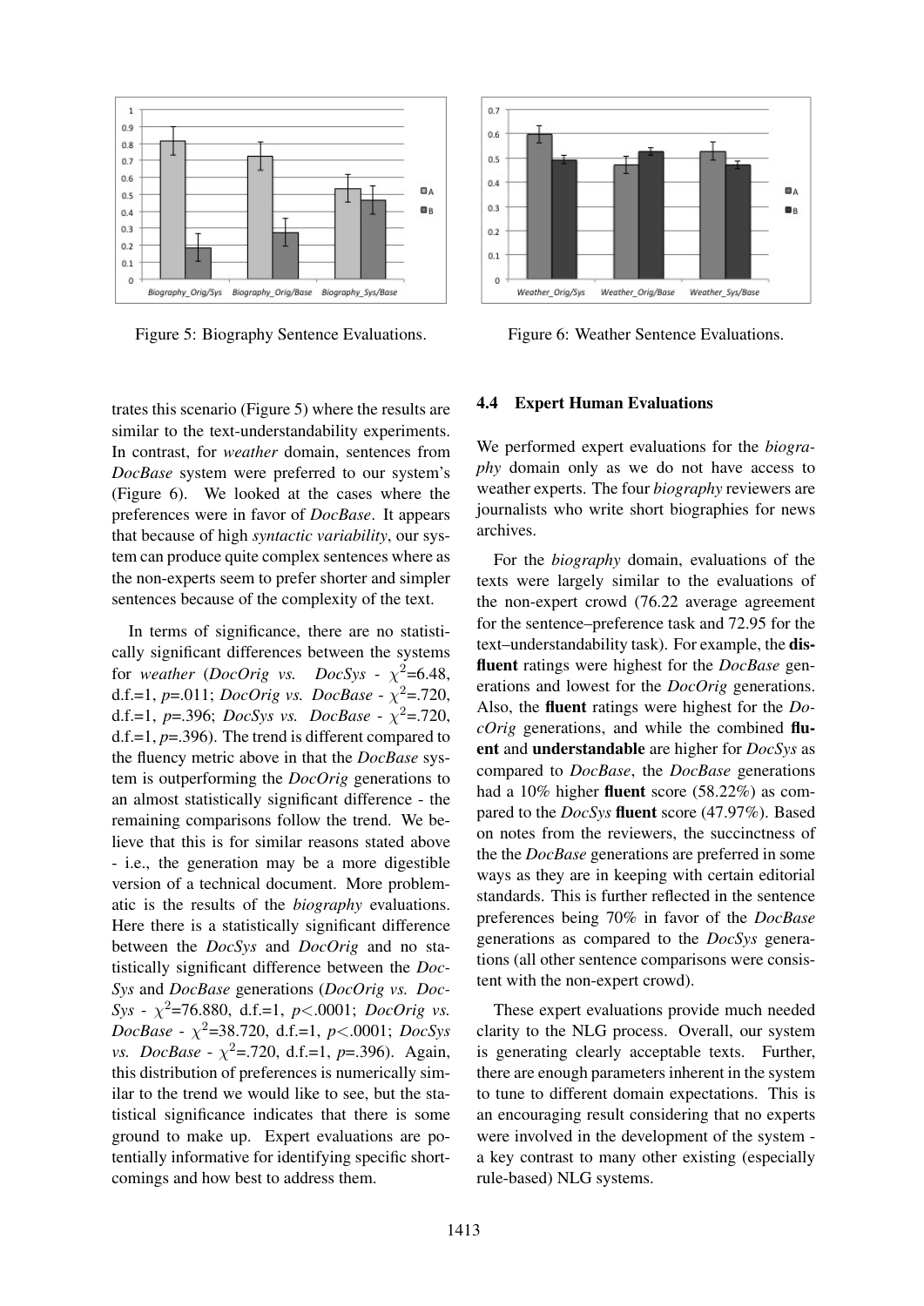Figure 5: Biography Sentence Evaluations.

Figure 6: Weather Sentence Evaluations.

trates this scenario (Figure 5) where the results are similar to the text-understandability experiments. In contrast, for *weather* domain, sentences from *DocBase* system were preferred to our system's (Figure 6). We looked at the cases where the preferences were in favor of *DocBase*. It appears that because of high *syntactic variability*, our system can produce quite complex sentences where as the non-experts seem to prefer shorter and simpler sentences because of the complexity of the text.

In terms of significance, there are no statistically significant differences between the systems for *weather* (*DocOrig vs. DocSys* - $\chi^2$=6.48, d.f.=1, *p*=.011; *DocOrig vs. DocBase* - $\chi^2$=.720, d.f.=1, *p*=.396; *DocSys vs. DocBase* - $\chi^2$=.720, d.f.=1, *p*=.396). The trend is different compared to the fluency metric above in that the *DocBase* system is outperforming the *DocOrig* generations to an almost statistically significant difference - the remaining comparisons follow the trend. We believe that this is for similar reasons stated above - i.e., the generation may be a more digestible version of a technical document. More problematic is the results of the *biography* evaluations. Here there is a statistically significant difference between the *DocSys* and *DocOrig* and no statistically significant difference between the *DocSys* and *DocBase* generations (*DocOrig vs. DocSys* - $\chi^2$=76.880, d.f.=1, $p<.0001$; *DocOrig vs. DocBase* - $\chi^2$=38.720, d.f.=1, $p<.0001$; *DocSys vs. DocBase* - $\chi^2$=.720, d.f.=1, *p*=.396). Again, this distribution of preferences is numerically similar to the trend we would like to see, but the statistical significance indicates that there is some ground to make up. Expert evaluations are potentially informative for identifying specific shortcomings and how best to address them.

### 4.4 Expert Human Evaluations

We performed expert evaluations for the *biography* domain only as we do not have access to weather experts. The four *biography* reviewers are journalists who write short biographies for news archives.

For the *biography* domain, evaluations of the texts were largely similar to the evaluations of the non-expert crowd (76.22 average agreement for the sentence–preference task and 72.95 for the text–understandability task). For example, the **disfluent** ratings were highest for the *DocBase* generations and lowest for the *DocOrig* generations. Also, the **fluent** ratings were highest for the *DocOrig* generations, and while the combined **fluent** and **understandable** are higher for *DocSys* as compared to *DocBase*, the *DocBase* generations had a 10% higher **fluent** score (58.22%) as compared to the *DocSys* **fluent** score (47.97%). Based on notes from the reviewers, the succinctness of the the *DocBase* generations are preferred in some ways as they are in keeping with certain editorial standards. This is further reflected in the sentence preferences being 70% in favor of the *DocBase* generations as compared to the *DocSys* generations (all other sentence comparisons were consistent with the non-expert crowd).

These expert evaluations provide much needed clarity to the NLG process. Overall, our system is generating clearly acceptable texts. Further, there are enough parameters inherent in the system to tune to different domain expectations. This is an encouraging result considering that no experts were involved in the development of the system - a key contrast to many other existing (especially rule-based) NLG systems.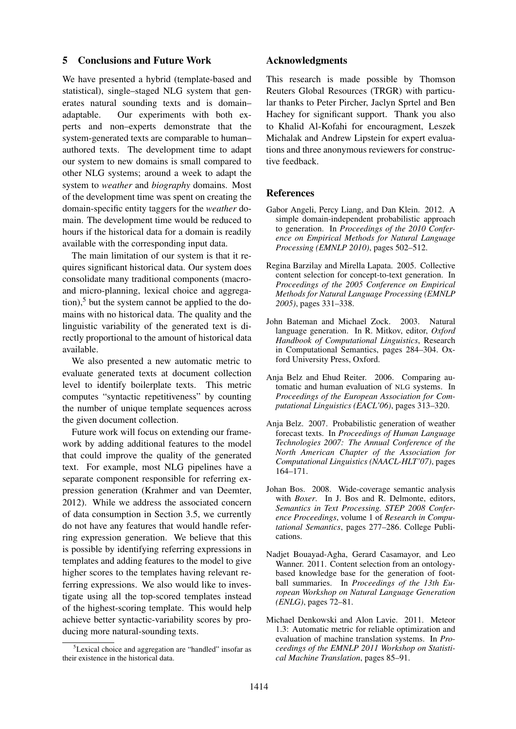## 5 Conclusions and Future Work

We have presented a hybrid (template-based and statistical), single–staged NLG system that generates natural sounding texts and is domain–adaptable. Our experiments with both experts and non–experts demonstrate that the system-generated texts are comparable to human–authored texts. The development time to adapt our system to new domains is small compared to other NLG systems; around a week to adapt the system to *weather* and *biography* domains. Most of the development time was spent on creating the domain-specific entity taggers for the *weather* domain. The development time would be reduced to hours if the historical data for a domain is readily available with the corresponding input data.

The main limitation of our system is that it requires significant historical data. Our system does consolidate many traditional components (macro- and micro-planning, lexical choice and aggregation),[5] but the system cannot be applied to the domains with no historical data. The quality and the linguistic variability of the generated text is directly proportional to the amount of historical data available.

We also presented a new automatic metric to evaluate generated texts at document collection level to identify boilerplate texts. This metric computes "syntactic repetitiveness" by counting the number of unique template sequences across the given document collection.

Future work will focus on extending our framework by adding additional features to the model that could improve the quality of the generated text. For example, most NLG pipelines have a separate component responsible for referring expression generation (Krahmer and van Deemter, 2012). While we address the associated concern of data consumption in Section 3.5, we currently do not have any features that would handle referring expression generation. We believe that this is possible by identifying referring expressions in templates and adding features to the model to give higher scores to the templates having relevant referring expressions. We also would like to investigate using all the top-scored templates instead of the highest-scoring template. This would help achieve better syntactic-variability scores by producing more natural-sounding texts.

[5] Lexical choice and aggregation are "handled" insofar as their existence in the historical data.

## Acknowledgments

This research is made possible by Thomson Reuters Global Resources (TRGR) with particular thanks to Peter Pircher, Jaclyn Sprtel and Ben Hachey for significant support. Thank you also to Khalid Al-Kofahi for encouragment, Leszek Michalak and Andrew Lipstein for expert evaluations and three anonymous reviewers for constructive feedback.

## References

Gabor Angeli, Percy Liang, and Dan Klein. 2012. A simple domain-independent probabilistic approach to generation. In *Proceedings of the 2010 Conference on Empirical Methods for Natural Language Processing (EMNLP 2010)*, pages 502–512.

Regina Barzilay and Mirella Lapata. 2005. Collective content selection for concept-to-text generation. In *Proceedings of the 2005 Conference on Empirical Methods for Natural Language Processing (EMNLP 2005)*, pages 331–338.

John Bateman and Michael Zock. 2003. Natural language generation. In R. Mitkov, editor, *Oxford Handbook of Computational Linguistics*, Research in Computational Semantics, pages 284–304. Oxford University Press, Oxford.

Anja Belz and Ehud Reiter. 2006. Comparing automatic and human evaluation of NLG systems. In *Proceedings of the European Association for Computational Linguistics (EACL'06)*, pages 313–320.

Anja Belz. 2007. Probabilistic generation of weather forecast texts. In *Proceedings of Human Language Technologies 2007: The Annual Conference of the North American Chapter of the Association for Computational Linguistics (NAACL-HLT'07)*, pages 164–171.

Johan Bos. 2008. Wide-coverage semantic analysis with *Boxer*. In J. Bos and R. Delmonte, editors, *Semantics in Text Processing. STEP 2008 Conference Proceedings*, volume 1 of *Research in Computational Semantics*, pages 277–286. College Publications.

Nadjet Bouayad-Agha, Gerard Casamayor, and Leo Wanner. 2011. Content selection from an ontology-based knowledge base for the generation of football summaries. In *Proceedings of the 13th European Workshop on Natural Language Generation (ENLG)*, pages 72–81.

Michael Denkowski and Alon Lavie. 2011. Meteor 1.3: Automatic metric for reliable optimization and evaluation of machine translation systems. In *Proceedings of the EMNLP 2011 Workshop on Statistical Machine Translation*, pages 85–91.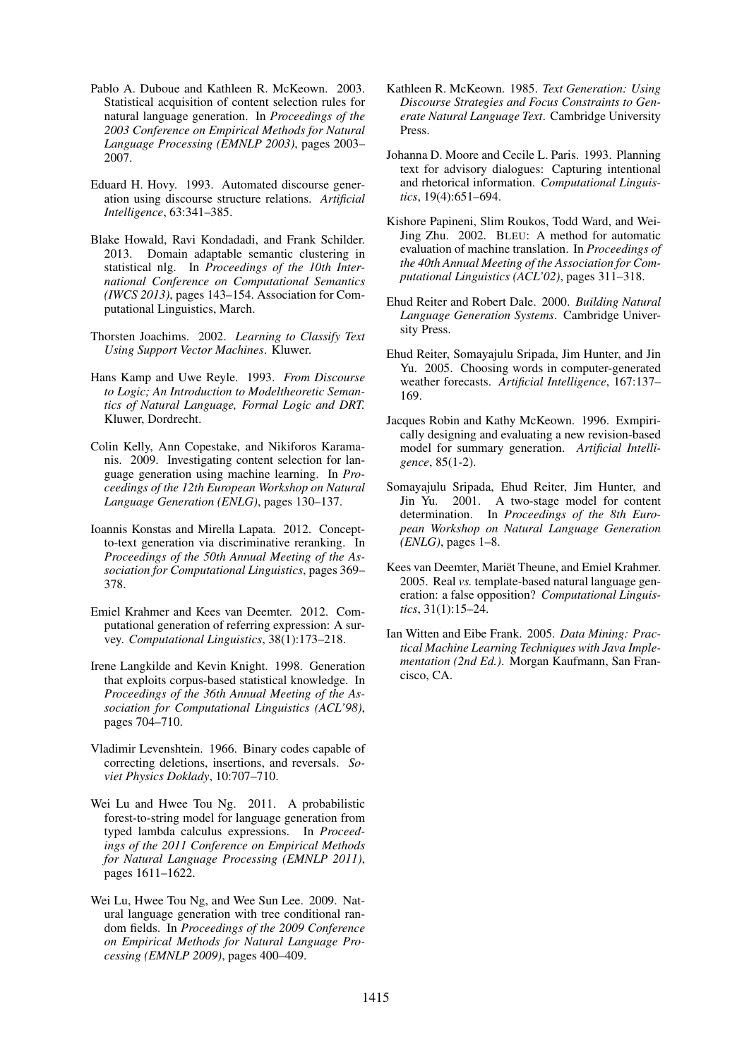Pablo A. Duboue and Kathleen R. McKeown. 2003. Statistical acquisition of content selection rules for natural language generation. In *Proceedings of the 2003 Conference on Empirical Methods for Natural Language Processing (EMNLP 2003)*, pages 2003–2007.

Eduard H. Hovy. 1993. Automated discourse generation using discourse structure relations. *Artificial Intelligence*, 63:341–385.

Blake Howald, Ravi Kondadadi, and Frank Schilder. 2013. Domain adaptable semantic clustering in statistical nlg. In *Proceedings of the 10th International Conference on Computational Semantics (IWCS 2013)*, pages 143–154. Association for Computational Linguistics, March.

Thorsten Joachims. 2002. *Learning to Classify Text Using Support Vector Machines*. Kluwer.

Hans Kamp and Uwe Reyle. 1993. *From Discourse to Logic; An Introduction to Modeltheoretic Semantics of Natural Language, Formal Logic and DRT.* Kluwer, Dordrecht.

Colin Kelly, Ann Copestake, and Nikiforos Karamanis. 2009. Investigating content selection for language generation using machine learning. In *Proceedings of the 12th European Workshop on Natural Language Generation (ENLG)*, pages 130–137.

Ioannis Konstas and Mirella Lapata. 2012. Concept-to-text generation via discriminative reranking. In *Proceedings of the 50th Annual Meeting of the Association for Computational Linguistics*, pages 369–378.

Emiel Krahmer and Kees van Deemter. 2012. Computational generation of referring expression: A survey. *Computational Linguistics*, 38(1):173–218.

Irene Langkilde and Kevin Knight. 1998. Generation that exploits corpus-based statistical knowledge. In *Proceedings of the 36th Annual Meeting of the Association for Computational Linguistics (ACL'98)*, pages 704–710.

Vladimir Levenshtein. 1966. Binary codes capable of correcting deletions, insertions, and reversals. *Soviet Physics Doklady*, 10:707–710.

Wei Lu and Hwee Tou Ng. 2011. A probabilistic forest-to-string model for language generation from typed lambda calculus expressions. In *Proceedings of the 2011 Conference on Empirical Methods for Natural Language Processing (EMNLP 2011)*, pages 1611–1622.

Wei Lu, Hwee Tou Ng, and Wee Sun Lee. 2009. Natural language generation with tree conditional random fields. In *Proceedings of the 2009 Conference on Empirical Methods for Natural Language Processing (EMNLP 2009)*, pages 400–409.

Kathleen R. McKeown. 1985. *Text Generation: Using Discourse Strategies and Focus Constraints to Generate Natural Language Text*. Cambridge University Press.

Johanna D. Moore and Cecile L. Paris. 1993. Planning text for advisory dialogues: Capturing intentional and rhetorical information. *Computational Linguistics*, 19(4):651–694.

Kishore Papineni, Slim Roukos, Todd Ward, and Wei-Jing Zhu. 2002. BLEU: A method for automatic evaluation of machine translation. In *Proceedings of the 40th Annual Meeting of the Association for Computational Linguistics (ACL'02)*, pages 311–318.

Ehud Reiter and Robert Dale. 2000. *Building Natural Language Generation Systems*. Cambridge University Press.

Ehud Reiter, Somayajulu Sripada, Jim Hunter, and Jin Yu. 2005. Choosing words in computer-generated weather forecasts. *Artificial Intelligence*, 167:137–169.

Jacques Robin and Kathy McKeown. 1996. Exmpirically designing and evaluating a new revision-based model for summary generation. *Artificial Intelligence*, 85(1-2).

Somayajulu Sripada, Ehud Reiter, Jim Hunter, and Jin Yu. 2001. A two-stage model for content determination. In *Proceedings of the 8th European Workshop on Natural Language Generation (ENLG)*, pages 1–8.

Kees van Deemter, Mariët Theune, and Emiel Krahmer. 2005. Real *vs.* template-based natural language generation: a false opposition? *Computational Linguistics*, 31(1):15–24.

Ian Witten and Eibe Frank. 2005. *Data Mining: Practical Machine Learning Techniques with Java Implementation (2nd Ed.)*. Morgan Kaufmann, San Francisco, CA.